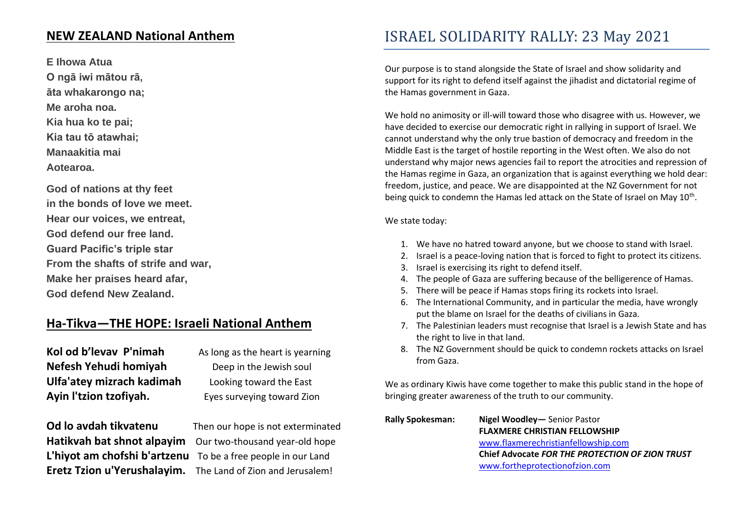## NEW ZEALAND National Anthem

**E Ihowa Atua**
**O ngā iwi mātou rā,**
**āta whakarongo na;**
**Me aroha noa.**
**Kia hua ko te pai;**
**Kia tau tō atawhai;**
**Manaakitia mai**
**Aotearoa.**

**God of nations at thy feet**
**in the bonds of love we meet.**
**Hear our voices, we entreat,**
**God defend our free land.**
**Guard Pacific's triple star**
**From the shafts of strife and war,**
**Make her praises heard afar,**
**God defend New Zealand.**

## Ha-Tikva—THE HOPE: Israeli National Anthem

| | |
|---|---|
| **Kol od b'levav P'nimah** | As long as the heart is yearning |
| **Nefesh Yehudi homiyah** | Deep in the Jewish soul |
| **Ulfa'atey mizrach kadimah** | Looking toward the East |
| **Ayin l'tzion tzofiyah.** | Eyes surveying toward Zion |
| | |
| **Od lo avdah tikvatenu** | Then our hope is not exterminated |
| **Hatikvah bat shnot alpayim** | Our two-thousand year-old hope |
| **L'hiyot am chofshi b'artzenu** | To be a free people in our Land |
| **Eretz Tzion u'Yerushalayim.** | The Land of Zion and Jerusalem! |

# ISRAEL SOLIDARITY RALLY: 23 May 2021

Our purpose is to stand alongside the State of Israel and show solidarity and support for its right to defend itself against the jihadist and dictatorial regime of the Hamas government in Gaza.

We hold no animosity or ill-will toward those who disagree with us. However, we have decided to exercise our democratic right in rallying in support of Israel. We cannot understand why the only true bastion of democracy and freedom in the Middle East is the target of hostile reporting in the West often. We also do not understand why major news agencies fail to report the atrocities and repression of the Hamas regime in Gaza, an organization that is against everything we hold dear: freedom, justice, and peace. We are disappointed at the NZ Government for not being quick to condemn the Hamas led attack on the State of Israel on May 10th.

We state today:

1. We have no hatred toward anyone, but we choose to stand with Israel.
2. Israel is a peace-loving nation that is forced to fight to protect its citizens.
3. Israel is exercising its right to defend itself.
4. The people of Gaza are suffering because of the belligerence of Hamas.
5. There will be peace if Hamas stops firing its rockets into Israel.
6. The International Community, and in particular the media, have wrongly put the blame on Israel for the deaths of civilians in Gaza.
7. The Palestinian leaders must recognise that Israel is a Jewish State and has the right to live in that land.
8. The NZ Government should be quick to condemn rockets attacks on Israel from Gaza.

We as ordinary Kiwis have come together to make this public stand in the hope of bringing greater awareness of the truth to our community.

**Rally Spokesman:** **Nigel Woodley—** Senior Pastor
**FLAXMERE CHRISTIAN FELLOWSHIP**
www.flaxmerechristianfellowship.com
**Chief Advocate *FOR THE PROTECTION OF ZION TRUST***
www.fortheprotectionofzion.com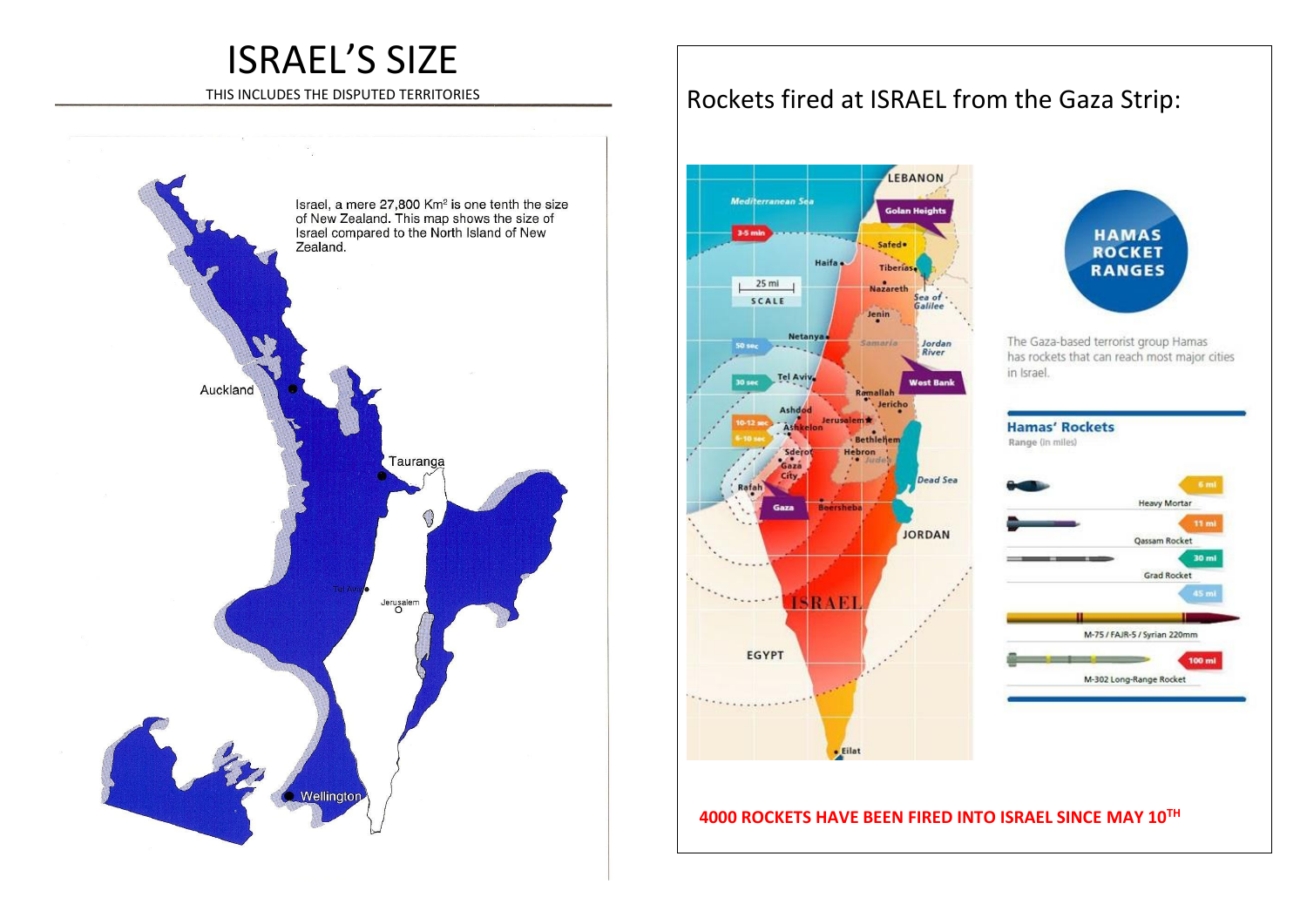# ISRAEL'S SIZE

THIS INCLUDES THE DISPUTED TERRITORIES

Israel, a mere 27,800 Km² is one tenth the size of New Zealand. This map shows the size of Israel compared to the North Island of New Zealand.

Auckland

Tauranga

Tel Aviv

Jerusalem

Wellington

# Rockets fired at ISRAEL from the Gaza Strip:

LEBANON

Mediterranean Sea

Golan Heights

3-5 min

Safed

Haifa

Tiberias

25 mi

SCALE

Nazareth

Sea of Galilee

Jenin

Netanya

Samaria

Jordan River

50 sec

Tel Aviv

30 sec

West Bank

Ramallah

Jericho

Ashdod

Jerusalem

10-12 sec

Ashkelon

6-10 sec

Bethlehem

Sderot

Hebron

Gaza City

Judea

Dead Sea

Rafah

Gaza

Beersheba

JORDAN

ISRAEL

EGYPT

Eilat

HAMAS ROCKET RANGES

The Gaza-based terrorist group Hamas has rockets that can reach most major cities in Israel.

**Hamas' Rockets**

Range (in miles)

6 mi

Heavy Mortar

11 mi

Qassam Rocket

30 mi

Grad Rocket

45 mi

M-75 / FAJR-5 / Syrian 220mm

100 mi

M-302 Long-Range Rocket

**4000 ROCKETS HAVE BEEN FIRED INTO ISRAEL SINCE MAY 10TH**